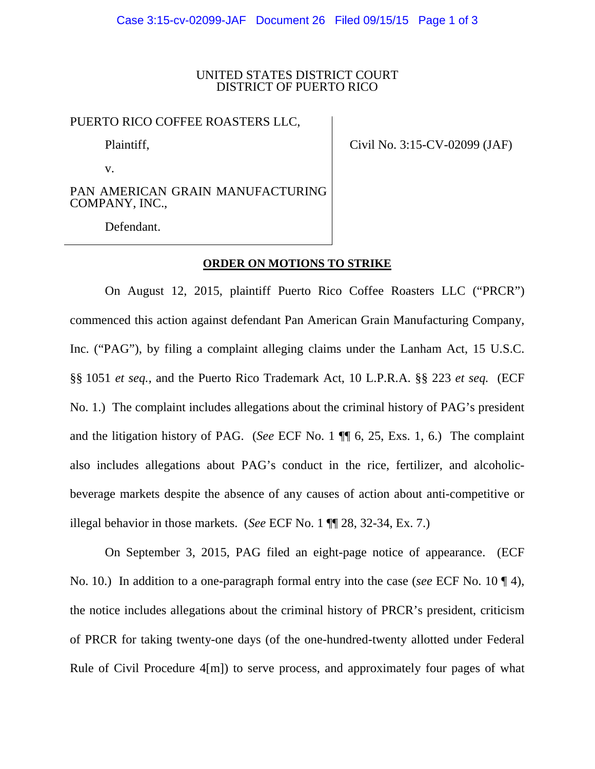UNITED STATES DISTRICT COURT
DISTRICT OF PUERTO RICO

PUERTO RICO COFFEE ROASTERS LLC,

Plaintiff,

v.

PAN AMERICAN GRAIN MANUFACTURING COMPANY, INC.,

Defendant.

Civil No. 3:15-CV-02099 (JAF)

**ORDER ON MOTIONS TO STRIKE**

On August 12, 2015, plaintiff Puerto Rico Coffee Roasters LLC ("PRCR") commenced this action against defendant Pan American Grain Manufacturing Company, Inc. ("PAG"), by filing a complaint alleging claims under the Lanham Act, 15 U.S.C. §§ 1051 *et seq.*, and the Puerto Rico Trademark Act, 10 L.P.R.A. §§ 223 *et seq.* (ECF No. 1.) The complaint includes allegations about the criminal history of PAG's president and the litigation history of PAG. (*See* ECF No. 1 ¶¶ 6, 25, Exs. 1, 6.) The complaint also includes allegations about PAG's conduct in the rice, fertilizer, and alcoholic-beverage markets despite the absence of any causes of action about anti-competitive or illegal behavior in those markets. (*See* ECF No. 1 ¶¶ 28, 32-34, Ex. 7.)

On September 3, 2015, PAG filed an eight-page notice of appearance. (ECF No. 10.) In addition to a one-paragraph formal entry into the case (*see* ECF No. 10 ¶ 4), the notice includes allegations about the criminal history of PRCR's president, criticism of PRCR for taking twenty-one days (of the one-hundred-twenty allotted under Federal Rule of Civil Procedure 4[m]) to serve process, and approximately four pages of what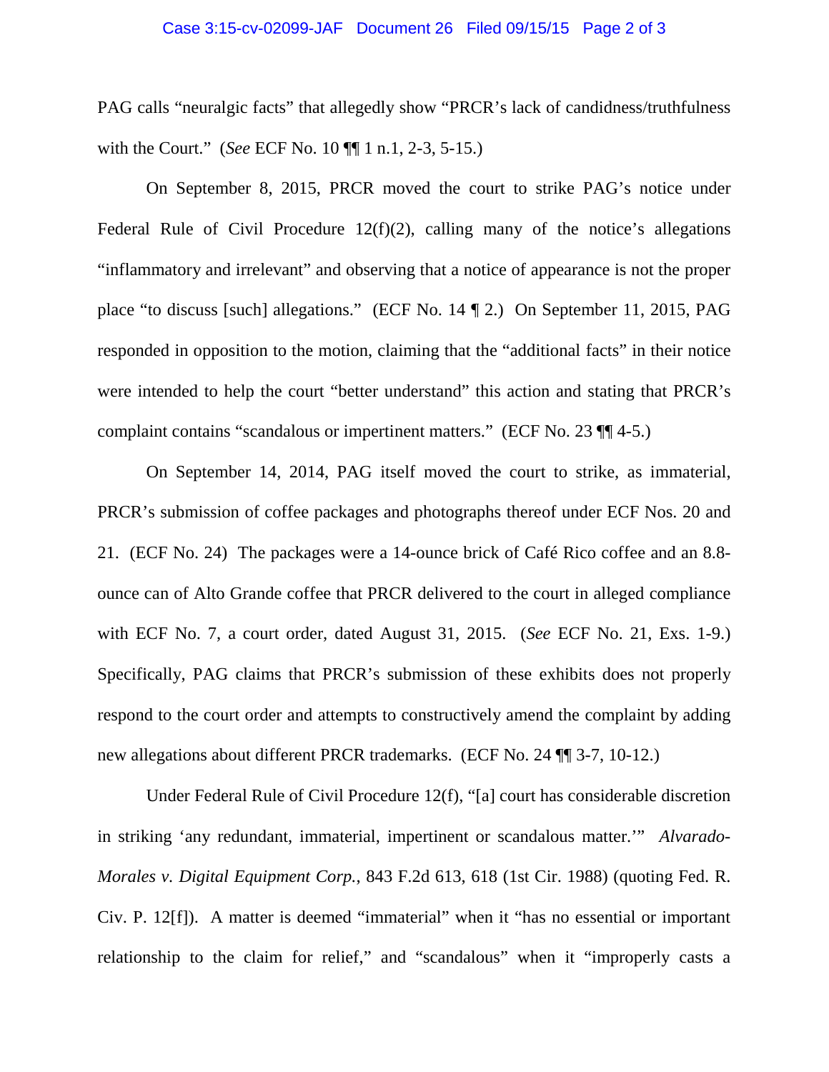PAG calls "neuralgic facts" that allegedly show "PRCR's lack of candidness/truthfulness with the Court." (*See* ECF No. 10 ¶¶ 1 n.1, 2-3, 5-15.)

On September 8, 2015, PRCR moved the court to strike PAG's notice under Federal Rule of Civil Procedure 12(f)(2), calling many of the notice's allegations "inflammatory and irrelevant" and observing that a notice of appearance is not the proper place "to discuss [such] allegations." (ECF No. 14 ¶ 2.) On September 11, 2015, PAG responded in opposition to the motion, claiming that the "additional facts" in their notice were intended to help the court "better understand" this action and stating that PRCR's complaint contains "scandalous or impertinent matters." (ECF No. 23 ¶¶ 4-5.)

On September 14, 2014, PAG itself moved the court to strike, as immaterial, PRCR's submission of coffee packages and photographs thereof under ECF Nos. 20 and 21. (ECF No. 24) The packages were a 14-ounce brick of Café Rico coffee and an 8.8-ounce can of Alto Grande coffee that PRCR delivered to the court in alleged compliance with ECF No. 7, a court order, dated August 31, 2015. (*See* ECF No. 21, Exs. 1-9.) Specifically, PAG claims that PRCR's submission of these exhibits does not properly respond to the court order and attempts to constructively amend the complaint by adding new allegations about different PRCR trademarks. (ECF No. 24 ¶¶ 3-7, 10-12.)

Under Federal Rule of Civil Procedure 12(f), "[a] court has considerable discretion in striking 'any redundant, immaterial, impertinent or scandalous matter.'" *Alvarado-Morales v. Digital Equipment Corp.*, 843 F.2d 613, 618 (1st Cir. 1988) (quoting Fed. R. Civ. P. 12[f]). A matter is deemed "immaterial" when it "has no essential or important relationship to the claim for relief," and "scandalous" when it "improperly casts a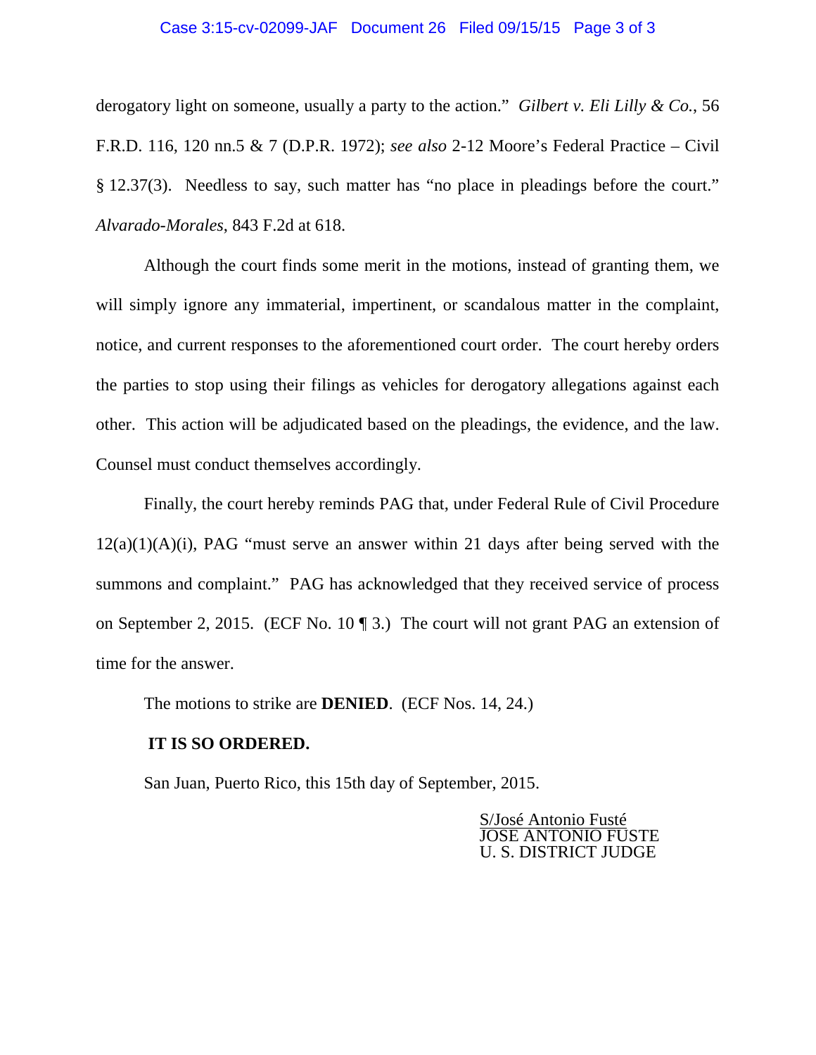derogatory light on someone, usually a party to the action." *Gilbert v. Eli Lilly & Co.*, 56 F.R.D. 116, 120 nn.5 & 7 (D.P.R. 1972); *see also* 2-12 Moore's Federal Practice – Civil § 12.37(3). Needless to say, such matter has "no place in pleadings before the court." *Alvarado-Morales*, 843 F.2d at 618.

Although the court finds some merit in the motions, instead of granting them, we will simply ignore any immaterial, impertinent, or scandalous matter in the complaint, notice, and current responses to the aforementioned court order. The court hereby orders the parties to stop using their filings as vehicles for derogatory allegations against each other. This action will be adjudicated based on the pleadings, the evidence, and the law. Counsel must conduct themselves accordingly.

Finally, the court hereby reminds PAG that, under Federal Rule of Civil Procedure 12(a)(1)(A)(i), PAG "must serve an answer within 21 days after being served with the summons and complaint." PAG has acknowledged that they received service of process on September 2, 2015. (ECF No. 10 ¶ 3.) The court will not grant PAG an extension of time for the answer.

The motions to strike are **DENIED**. (ECF Nos. 14, 24.)

**IT IS SO ORDERED.**

San Juan, Puerto Rico, this 15th day of September, 2015.

S/José Antonio Fusté
JOSE ANTONIO FUSTE
U. S. DISTRICT JUDGE